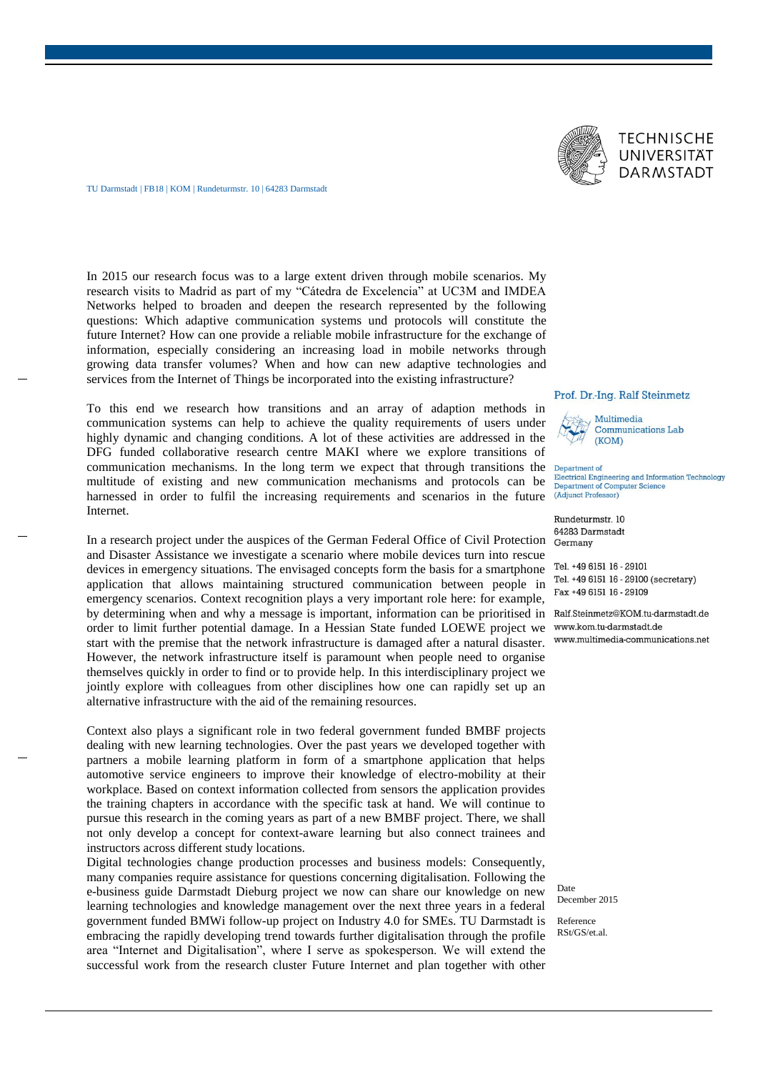TU Darmstadt | FB18 | KOM | Rundeturmstr. 10 | 64283 Darmstadt

TECHNISCHE UNIVERSITÄT DARMSTADT

**Prof. Dr.-Ing. Ralf Steinmetz**

Multimedia Communications Lab (KOM)

Department of Electrical Engineering and Information Technology
Department of Computer Science
(Adjunct Professor)

Rundeturmstr. 10
64283 Darmstadt
Germany

Tel. +49 6151 16 - 29101
Tel. +49 6151 16 - 29100 (secretary)
Fax +49 6151 16 - 29109

Ralf.Steinmetz@KOM.tu-darmstadt.de
www.kom.tu-darmstadt.de
www.multimedia-communications.net

Date
December 2015

Reference
RSt/GS/et.al.

In 2015 our research focus was to a large extent driven through mobile scenarios. My research visits to Madrid as part of my "Cátedra de Excelencia" at UC3M and IMDEA Networks helped to broaden and deepen the research represented by the following questions: Which adaptive communication systems und protocols will constitute the future Internet? How can one provide a reliable mobile infrastructure for the exchange of information, especially considering an increasing load in mobile networks through growing data transfer volumes? When and how can new adaptive technologies and services from the Internet of Things be incorporated into the existing infrastructure?

To this end we research how transitions and an array of adaption methods in communication systems can help to achieve the quality requirements of users under highly dynamic and changing conditions. A lot of these activities are addressed in the DFG funded collaborative research centre MAKI where we explore transitions of communication mechanisms. In the long term we expect that through transitions the multitude of existing and new communication mechanisms and protocols can be harnessed in order to fulfil the increasing requirements and scenarios in the future Internet.

In a research project under the auspices of the German Federal Office of Civil Protection and Disaster Assistance we investigate a scenario where mobile devices turn into rescue devices in emergency situations. The envisaged concepts form the basis for a smartphone application that allows maintaining structured communication between people in emergency scenarios. Context recognition plays a very important role here: for example, by determining when and why a message is important, information can be prioritised in order to limit further potential damage. In a Hessian State funded LOEWE project we start with the premise that the network infrastructure is damaged after a natural disaster. However, the network infrastructure itself is paramount when people need to organise themselves quickly in order to find or to provide help. In this interdisciplinary project we jointly explore with colleagues from other disciplines how one can rapidly set up an alternative infrastructure with the aid of the remaining resources.

Context also plays a significant role in two federal government funded BMBF projects dealing with new learning technologies. Over the past years we developed together with partners a mobile learning platform in form of a smartphone application that helps automotive service engineers to improve their knowledge of electro-mobility at their workplace. Based on context information collected from sensors the application provides the training chapters in accordance with the specific task at hand. We will continue to pursue this research in the coming years as part of a new BMBF project. There, we shall not only develop a concept for context-aware learning but also connect trainees and instructors across different study locations.
Digital technologies change production processes and business models: Consequently, many companies require assistance for questions concerning digitalisation. Following the e-business guide Darmstadt Dieburg project we now can share our knowledge on new learning technologies and knowledge management over the next three years in a federal government funded BMWi follow-up project on Industry 4.0 for SMEs. TU Darmstadt is embracing the rapidly developing trend towards further digitalisation through the profile area "Internet and Digitalisation", where I serve as spokesperson. We will extend the successful work from the research cluster Future Internet and plan together with other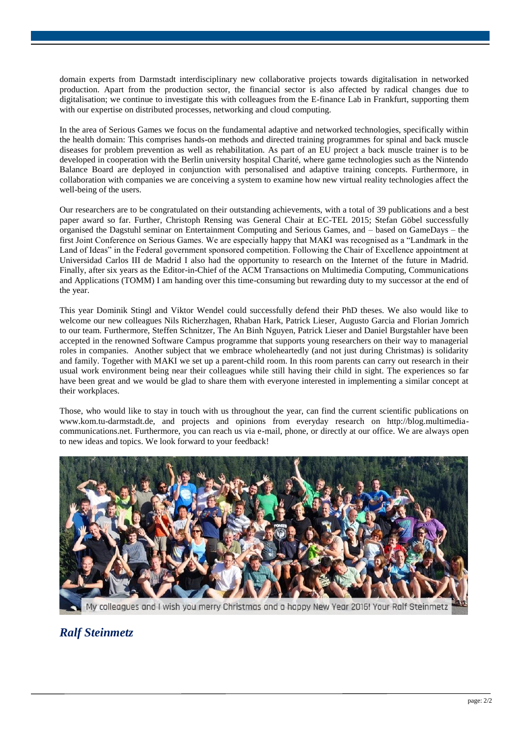domain experts from Darmstadt interdisciplinary new collaborative projects towards digitalisation in networked production. Apart from the production sector, the financial sector is also affected by radical changes due to digitalisation; we continue to investigate this with colleagues from the E-finance Lab in Frankfurt, supporting them with our expertise on distributed processes, networking and cloud computing.

In the area of Serious Games we focus on the fundamental adaptive and networked technologies, specifically within the health domain: This comprises hands-on methods and directed training programmes for spinal and back muscle diseases for problem prevention as well as rehabilitation. As part of an EU project a back muscle trainer is to be developed in cooperation with the Berlin university hospital Charité, where game technologies such as the Nintendo Balance Board are deployed in conjunction with personalised and adaptive training concepts. Furthermore, in collaboration with companies we are conceiving a system to examine how new virtual reality technologies affect the well-being of the users.

Our researchers are to be congratulated on their outstanding achievements, with a total of 39 publications and a best paper award so far. Further, Christoph Rensing was General Chair at EC-TEL 2015; Stefan Göbel successfully organised the Dagstuhl seminar on Entertainment Computing and Serious Games, and – based on GameDays – the first Joint Conference on Serious Games. We are especially happy that MAKI was recognised as a "Landmark in the Land of Ideas" in the Federal government sponsored competition. Following the Chair of Excellence appointment at Universidad Carlos III de Madrid I also had the opportunity to research on the Internet of the future in Madrid. Finally, after six years as the Editor-in-Chief of the ACM Transactions on Multimedia Computing, Communications and Applications (TOMM) I am handing over this time-consuming but rewarding duty to my successor at the end of the year.

This year Dominik Stingl and Viktor Wendel could successfully defend their PhD theses. We also would like to welcome our new colleagues Nils Richerzhagen, Rhaban Hark, Patrick Lieser, Augusto Garcia and Florian Jomrich to our team. Furthermore, Steffen Schnitzer, The An Binh Nguyen, Patrick Lieser and Daniel Burgstahler have been accepted in the renowned Software Campus programme that supports young researchers on their way to managerial roles in companies. Another subject that we embrace wholeheartedly (and not just during Christmas) is solidarity and family. Together with MAKI we set up a parent-child room. In this room parents can carry out research in their usual work environment being near their colleagues while still having their child in sight. The experiences so far have been great and we would be glad to share them with everyone interested in implementing a similar concept at their workplaces.

Those, who would like to stay in touch with us throughout the year, can find the current scientific publications on www.kom.tu-darmstadt.de, and projects and opinions from everyday research on http://blog.multimedia-communications.net. Furthermore, you can reach us via e-mail, phone, or directly at our office. We are always open to new ideas and topics. We look forward to your feedback!

My colleagues and I wish you merry Christmas and a happy New Year 2016! Your Ralf Steinmetz

***Ralf Steinmetz***